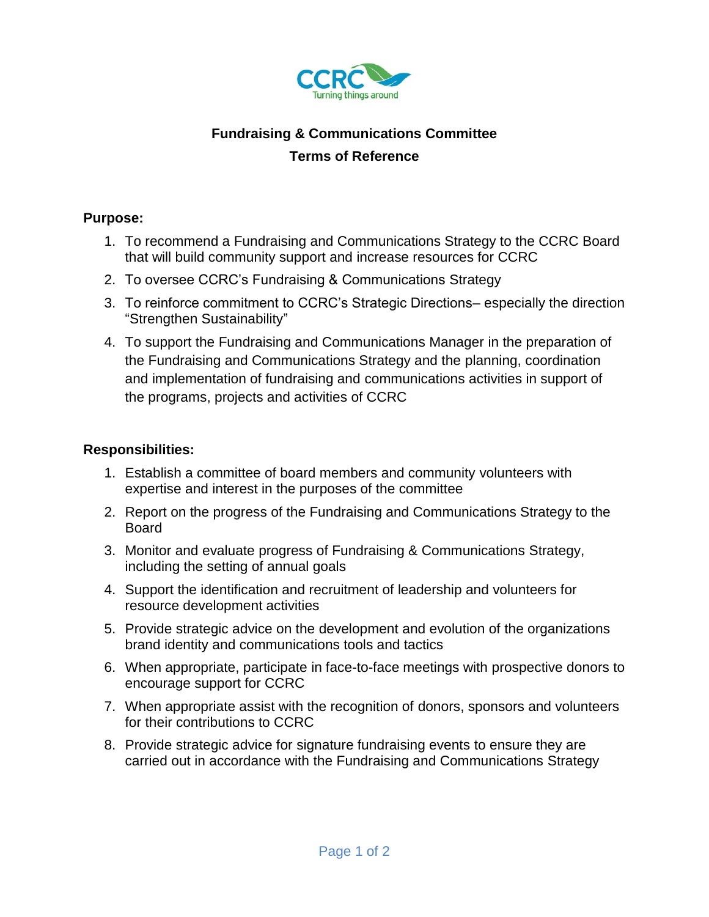# Fundraising & Communications Committee

## Terms of Reference

**Purpose:**

1. To recommend a Fundraising and Communications Strategy to the CCRC Board that will build community support and increase resources for CCRC
2. To oversee CCRC's Fundraising & Communications Strategy
3. To reinforce commitment to CCRC's Strategic Directions– especially the direction "Strengthen Sustainability"
4. To support the Fundraising and Communications Manager in the preparation of the Fundraising and Communications Strategy and the planning, coordination and implementation of fundraising and communications activities in support of the programs, projects and activities of CCRC

**Responsibilities:**

1. Establish a committee of board members and community volunteers with expertise and interest in the purposes of the committee
2. Report on the progress of the Fundraising and Communications Strategy to the Board
3. Monitor and evaluate progress of Fundraising & Communications Strategy, including the setting of annual goals
4. Support the identification and recruitment of leadership and volunteers for resource development activities
5. Provide strategic advice on the development and evolution of the organizations brand identity and communications tools and tactics
6. When appropriate, participate in face-to-face meetings with prospective donors to encourage support for CCRC
7. When appropriate assist with the recognition of donors, sponsors and volunteers for their contributions to CCRC
8. Provide strategic advice for signature fundraising events to ensure they are carried out in accordance with the Fundraising and Communications Strategy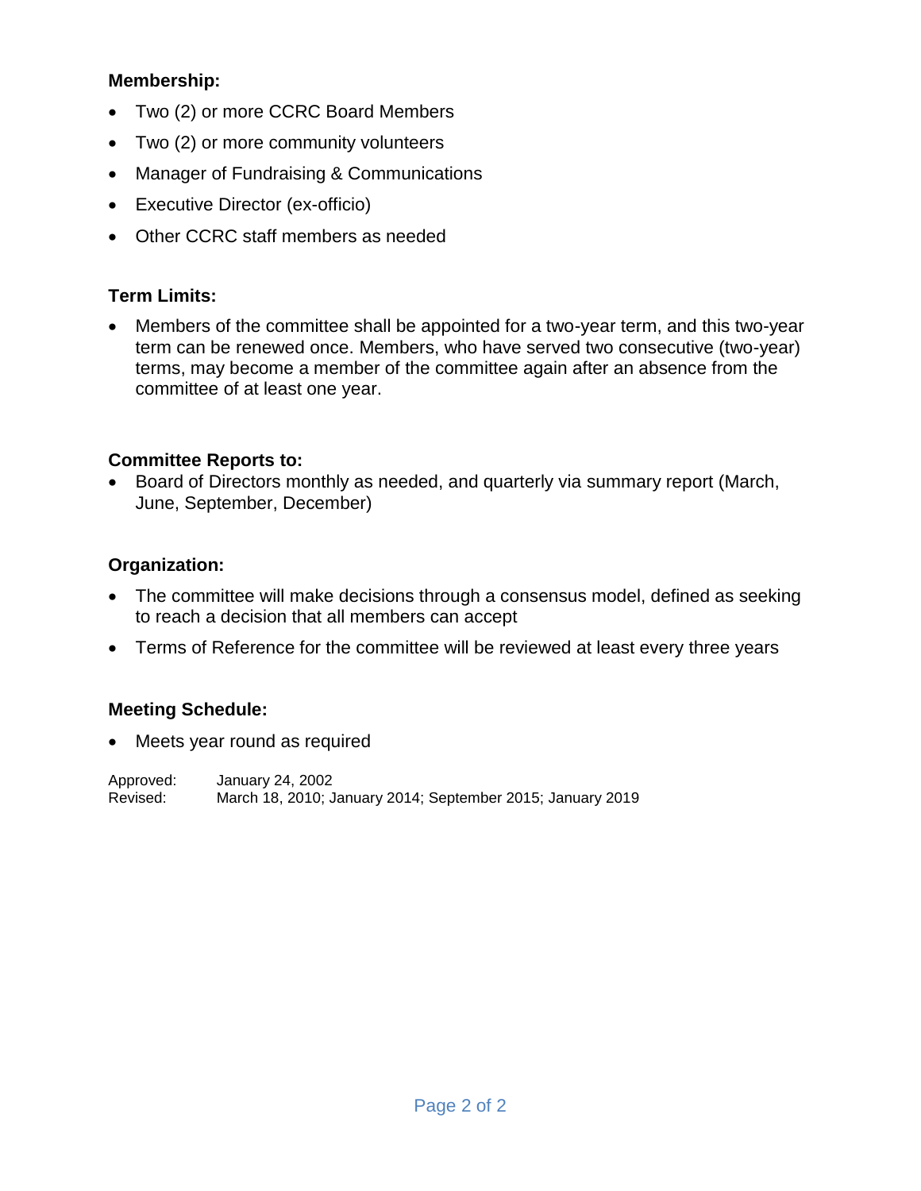**Membership:**

- Two (2) or more CCRC Board Members
- Two (2) or more community volunteers
- Manager of Fundraising & Communications
- Executive Director (ex-officio)
- Other CCRC staff members as needed

**Term Limits:**

- Members of the committee shall be appointed for a two-year term, and this two-year term can be renewed once. Members, who have served two consecutive (two-year) terms, may become a member of the committee again after an absence from the committee of at least one year.

**Committee Reports to:**

- Board of Directors monthly as needed, and quarterly via summary report (March, June, September, December)

**Organization:**

- The committee will make decisions through a consensus model, defined as seeking to reach a decision that all members can accept
- Terms of Reference for the committee will be reviewed at least every three years

**Meeting Schedule:**

- Meets year round as required

Approved: January 24, 2002
Revised: March 18, 2010; January 2014; September 2015; January 2019